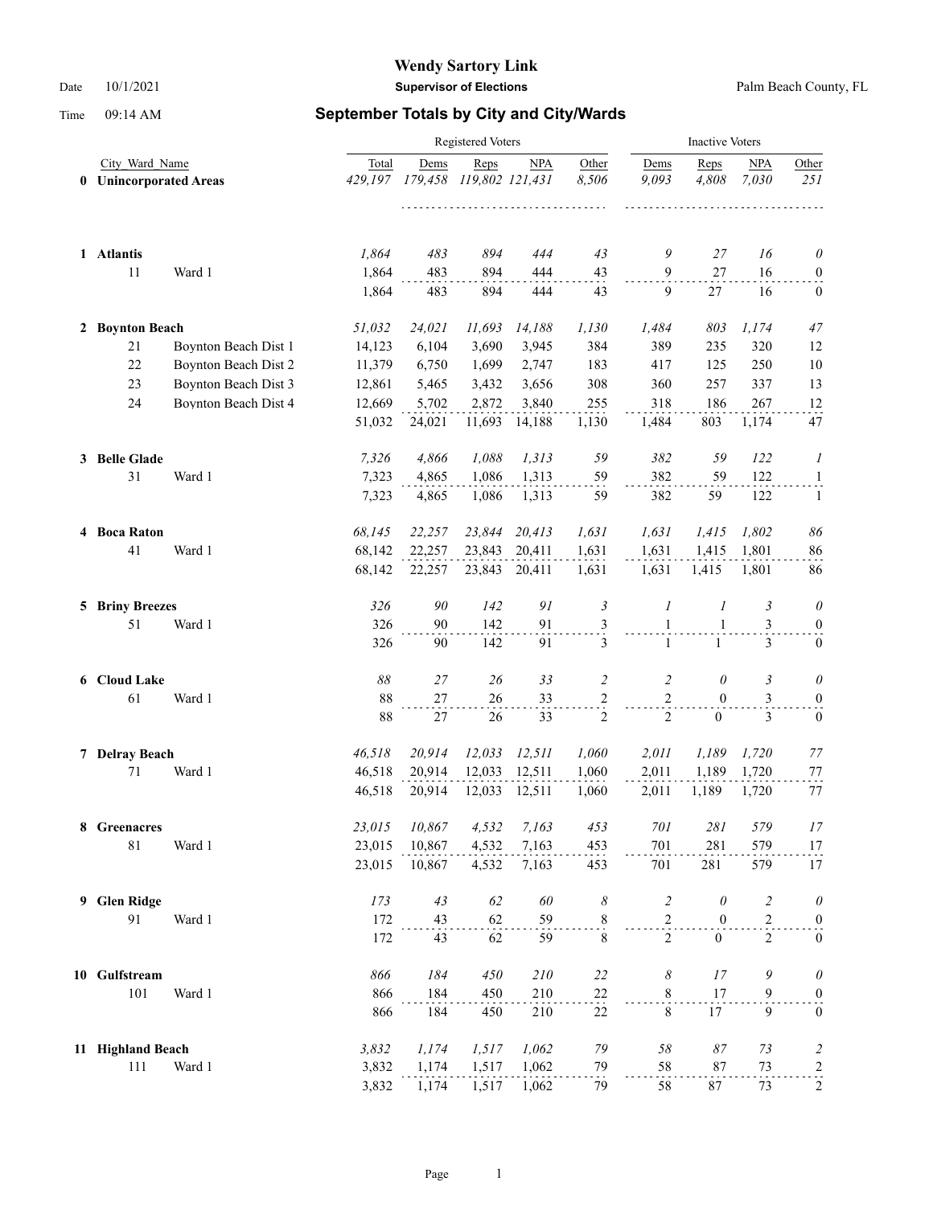# Wendy Sartory Link

**Supervisor of Elections**

Date 10/1/2021 — Palm Beach County, FL

Time 09:14 AM

## September Totals by City and City/Wards

| | City_Ward_Name | | Registered Voters: Total | Dems | Reps | NPA | Other | Inactive Voters: Dems | Reps | NPA | Other |
|---|---|---|---|---|---|---|---|---|---|---|---|
| **0** | **Unincorporated Areas** | | *429,197* | *179,458* | *119,802* | *121,431* | *8,506* | *9,093* | *4,808* | *7,030* | *251* |
| **1** | **Atlantis** | | *1,864* | *483* | *894* | *444* | *43* | *9* | *27* | *16* | *0* |
| | 11 | Ward 1 | 1,864 | 483 | 894 | 444 | 43 | 9 | 27 | 16 | 0 |
| | | | 1,864 | 483 | 894 | 444 | 43 | 9 | 27 | 16 | 0 |
| **2** | **Boynton Beach** | | *51,032* | *24,021* | *11,693* | *14,188* | *1,130* | *1,484* | *803* | *1,174* | *47* |
| | 21 | Boynton Beach Dist 1 | 14,123 | 6,104 | 3,690 | 3,945 | 384 | 389 | 235 | 320 | 12 |
| | 22 | Boynton Beach Dist 2 | 11,379 | 6,750 | 1,699 | 2,747 | 183 | 417 | 125 | 250 | 10 |
| | 23 | Boynton Beach Dist 3 | 12,861 | 5,465 | 3,432 | 3,656 | 308 | 360 | 257 | 337 | 13 |
| | 24 | Boynton Beach Dist 4 | 12,669 | 5,702 | 2,872 | 3,840 | 255 | 318 | 186 | 267 | 12 |
| | | | 51,032 | 24,021 | 11,693 | 14,188 | 1,130 | 1,484 | 803 | 1,174 | 47 |
| **3** | **Belle Glade** | | *7,326* | *4,866* | *1,088* | *1,313* | *59* | *382* | *59* | *122* | *1* |
| | 31 | Ward 1 | 7,323 | 4,865 | 1,086 | 1,313 | 59 | 382 | 59 | 122 | 1 |
| | | | 7,323 | 4,865 | 1,086 | 1,313 | 59 | 382 | 59 | 122 | 1 |
| **4** | **Boca Raton** | | *68,145* | *22,257* | *23,844* | *20,413* | *1,631* | *1,631* | *1,415* | *1,802* | *86* |
| | 41 | Ward 1 | 68,142 | 22,257 | 23,843 | 20,411 | 1,631 | 1,631 | 1,415 | 1,801 | 86 |
| | | | 68,142 | 22,257 | 23,843 | 20,411 | 1,631 | 1,631 | 1,415 | 1,801 | 86 |
| **5** | **Briny Breezes** | | *326* | *90* | *142* | *91* | *3* | *1* | *1* | *3* | *0* |
| | 51 | Ward 1 | 326 | 90 | 142 | 91 | 3 | 1 | 1 | 3 | 0 |
| | | | 326 | 90 | 142 | 91 | 3 | 1 | 1 | 3 | 0 |
| **6** | **Cloud Lake** | | *88* | *27* | *26* | *33* | *2* | *2* | *0* | *3* | *0* |
| | 61 | Ward 1 | 88 | 27 | 26 | 33 | 2 | 2 | 0 | 3 | 0 |
| | | | 88 | 27 | 26 | 33 | 2 | 2 | 0 | 3 | 0 |
| **7** | **Delray Beach** | | *46,518* | *20,914* | *12,033* | *12,511* | *1,060* | *2,011* | *1,189* | *1,720* | *77* |
| | 71 | Ward 1 | 46,518 | 20,914 | 12,033 | 12,511 | 1,060 | 2,011 | 1,189 | 1,720 | 77 |
| | | | 46,518 | 20,914 | 12,033 | 12,511 | 1,060 | 2,011 | 1,189 | 1,720 | 77 |
| **8** | **Greenacres** | | *23,015* | *10,867* | *4,532* | *7,163* | *453* | *701* | *281* | *579* | *17* |
| | 81 | Ward 1 | 23,015 | 10,867 | 4,532 | 7,163 | 453 | 701 | 281 | 579 | 17 |
| | | | 23,015 | 10,867 | 4,532 | 7,163 | 453 | 701 | 281 | 579 | 17 |
| **9** | **Glen Ridge** | | *173* | *43* | *62* | *60* | *8* | *2* | *0* | *2* | *0* |
| | 91 | Ward 1 | 172 | 43 | 62 | 59 | 8 | 2 | 0 | 2 | 0 |
| | | | 172 | 43 | 62 | 59 | 8 | 2 | 0 | 2 | 0 |
| **10** | **Gulfstream** | | *866* | *184* | *450* | *210* | *22* | *8* | *17* | *9* | *0* |
| | 101 | Ward 1 | 866 | 184 | 450 | 210 | 22 | 8 | 17 | 9 | 0 |
| | | | 866 | 184 | 450 | 210 | 22 | 8 | 17 | 9 | 0 |
| **11** | **Highland Beach** | | *3,832* | *1,174* | *1,517* | *1,062* | *79* | *58* | *87* | *73* | *2* |
| | 111 | Ward 1 | 3,832 | 1,174 | 1,517 | 1,062 | 79 | 58 | 87 | 73 | 2 |
| | | | 3,832 | 1,174 | 1,517 | 1,062 | 79 | 58 | 87 | 73 | 2 |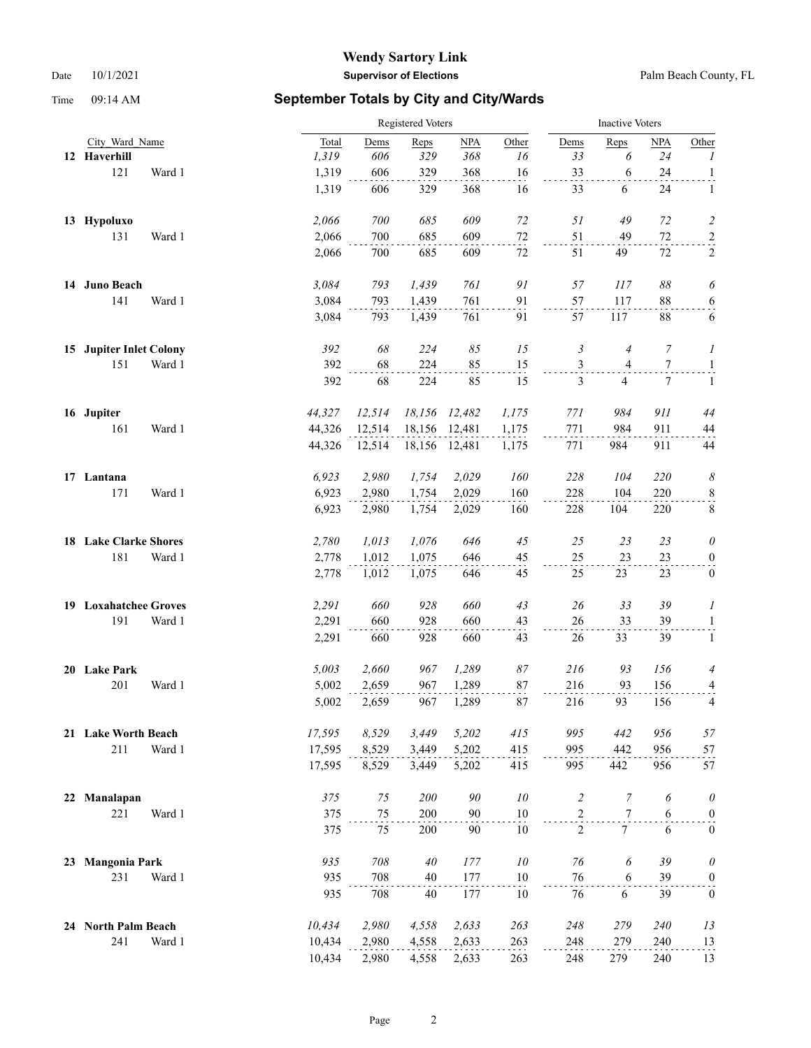Wendy Sartory Link

Date 10/1/2021 **Supervisor of Elections** Palm Beach County, FL

Time 09:14 AM

## September Totals by City and City/Wards

| City_Ward_Name | | Registered Voters Total | Dems | Reps | NPA | Other | Inactive Voters Dems | Reps | NPA | Other |
|---|---|---|---|---|---|---|---|---|---|---|
| **12 Haverhill** | | *1,319* | *606* | *329* | *368* | *16* | *33* | *6* | *24* | *1* |
| 121 | Ward 1 | 1,319 | 606 | 329 | 368 | 16 | 33 | 6 | 24 | 1 |
| | | 1,319 | 606 | 329 | 368 | 16 | 33 | 6 | 24 | 1 |
| **13 Hypoluxo** | | *2,066* | *700* | *685* | *609* | *72* | *51* | *49* | *72* | *2* |
| 131 | Ward 1 | 2,066 | 700 | 685 | 609 | 72 | 51 | 49 | 72 | 2 |
| | | 2,066 | 700 | 685 | 609 | 72 | 51 | 49 | 72 | 2 |
| **14 Juno Beach** | | *3,084* | *793* | *1,439* | *761* | *91* | *57* | *117* | *88* | *6* |
| 141 | Ward 1 | 3,084 | 793 | 1,439 | 761 | 91 | 57 | 117 | 88 | 6 |
| | | 3,084 | 793 | 1,439 | 761 | 91 | 57 | 117 | 88 | 6 |
| **15 Jupiter Inlet Colony** | | *392* | *68* | *224* | *85* | *15* | *3* | *4* | *7* | *1* |
| 151 | Ward 1 | 392 | 68 | 224 | 85 | 15 | 3 | 4 | 7 | 1 |
| | | 392 | 68 | 224 | 85 | 15 | 3 | 4 | 7 | 1 |
| **16 Jupiter** | | *44,327* | *12,514* | *18,156* | *12,482* | *1,175* | *771* | *984* | *911* | *44* |
| 161 | Ward 1 | 44,326 | 12,514 | 18,156 | 12,481 | 1,175 | 771 | 984 | 911 | 44 |
| | | 44,326 | 12,514 | 18,156 | 12,481 | 1,175 | 771 | 984 | 911 | 44 |
| **17 Lantana** | | *6,923* | *2,980* | *1,754* | *2,029* | *160* | *228* | *104* | *220* | *8* |
| 171 | Ward 1 | 6,923 | 2,980 | 1,754 | 2,029 | 160 | 228 | 104 | 220 | 8 |
| | | 6,923 | 2,980 | 1,754 | 2,029 | 160 | 228 | 104 | 220 | 8 |
| **18 Lake Clarke Shores** | | *2,780* | *1,013* | *1,076* | *646* | *45* | *25* | *23* | *23* | *0* |
| 181 | Ward 1 | 2,778 | 1,012 | 1,075 | 646 | 45 | 25 | 23 | 23 | 0 |
| | | 2,778 | 1,012 | 1,075 | 646 | 45 | 25 | 23 | 23 | 0 |
| **19 Loxahatchee Groves** | | *2,291* | *660* | *928* | *660* | *43* | *26* | *33* | *39* | *1* |
| 191 | Ward 1 | 2,291 | 660 | 928 | 660 | 43 | 26 | 33 | 39 | 1 |
| | | 2,291 | 660 | 928 | 660 | 43 | 26 | 33 | 39 | 1 |
| **20 Lake Park** | | *5,003* | *2,660* | *967* | *1,289* | *87* | *216* | *93* | *156* | *4* |
| 201 | Ward 1 | 5,002 | 2,659 | 967 | 1,289 | 87 | 216 | 93 | 156 | 4 |
| | | 5,002 | 2,659 | 967 | 1,289 | 87 | 216 | 93 | 156 | 4 |
| **21 Lake Worth Beach** | | *17,595* | *8,529* | *3,449* | *5,202* | *415* | *995* | *442* | *956* | *57* |
| 211 | Ward 1 | 17,595 | 8,529 | 3,449 | 5,202 | 415 | 995 | 442 | 956 | 57 |
| | | 17,595 | 8,529 | 3,449 | 5,202 | 415 | 995 | 442 | 956 | 57 |
| **22 Manalapan** | | *375* | *75* | *200* | *90* | *10* | *2* | *7* | *6* | *0* |
| 221 | Ward 1 | 375 | 75 | 200 | 90 | 10 | 2 | 7 | 6 | 0 |
| | | 375 | 75 | 200 | 90 | 10 | 2 | 7 | 6 | 0 |
| **23 Mangonia Park** | | *935* | *708* | *40* | *177* | *10* | *76* | *6* | *39* | *0* |
| 231 | Ward 1 | 935 | 708 | 40 | 177 | 10 | 76 | 6 | 39 | 0 |
| | | 935 | 708 | 40 | 177 | 10 | 76 | 6 | 39 | 0 |
| **24 North Palm Beach** | | *10,434* | *2,980* | *4,558* | *2,633* | *263* | *248* | *279* | *240* | *13* |
| 241 | Ward 1 | 10,434 | 2,980 | 4,558 | 2,633 | 263 | 248 | 279 | 240 | 13 |
| | | 10,434 | 2,980 | 4,558 | 2,633 | 263 | 248 | 279 | 240 | 13 |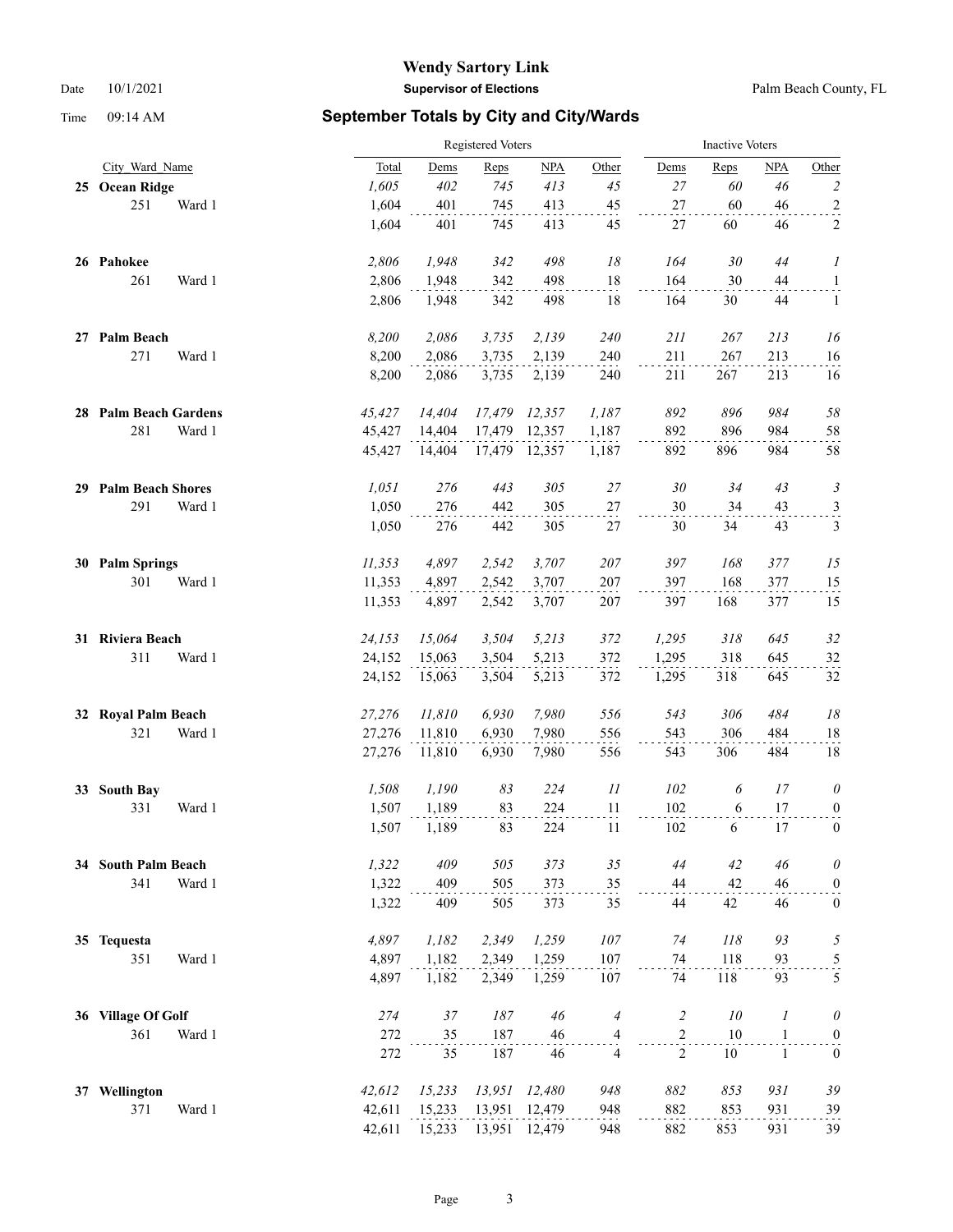**Wendy Sartory Link**

**Supervisor of Elections**

Palm Beach County, FL

Date 10/1/2021

Time 09:14 AM

## September Totals by City and City/Wards

| City_Ward_Name | | Registered Voters Total | Dems | Reps | NPA | Other | Inactive Voters Dems | Reps | NPA | Other |
|---|---|---|---|---|---|---|---|---|---|---|
| **25 Ocean Ridge** | | *1,605* | *402* | *745* | *413* | *45* | *27* | *60* | *46* | *2* |
| 251 | Ward 1 | 1,604 | 401 | 745 | 413 | 45 | 27 | 60 | 46 | 2 |
| | | 1,604 | 401 | 745 | 413 | 45 | 27 | 60 | 46 | 2 |
| **26 Pahokee** | | *2,806* | *1,948* | *342* | *498* | *18* | *164* | *30* | *44* | *1* |
| 261 | Ward 1 | 2,806 | 1,948 | 342 | 498 | 18 | 164 | 30 | 44 | 1 |
| | | 2,806 | 1,948 | 342 | 498 | 18 | 164 | 30 | 44 | 1 |
| **27 Palm Beach** | | *8,200* | *2,086* | *3,735* | *2,139* | *240* | *211* | *267* | *213* | *16* |
| 271 | Ward 1 | 8,200 | 2,086 | 3,735 | 2,139 | 240 | 211 | 267 | 213 | 16 |
| | | 8,200 | 2,086 | 3,735 | 2,139 | 240 | 211 | 267 | 213 | 16 |
| **28 Palm Beach Gardens** | | *45,427* | *14,404* | *17,479* | *12,357* | *1,187* | *892* | *896* | *984* | *58* |
| 281 | Ward 1 | 45,427 | 14,404 | 17,479 | 12,357 | 1,187 | 892 | 896 | 984 | 58 |
| | | 45,427 | 14,404 | 17,479 | 12,357 | 1,187 | 892 | 896 | 984 | 58 |
| **29 Palm Beach Shores** | | *1,051* | *276* | *443* | *305* | *27* | *30* | *34* | *43* | *3* |
| 291 | Ward 1 | 1,050 | 276 | 442 | 305 | 27 | 30 | 34 | 43 | 3 |
| | | 1,050 | 276 | 442 | 305 | 27 | 30 | 34 | 43 | 3 |
| **30 Palm Springs** | | *11,353* | *4,897* | *2,542* | *3,707* | *207* | *397* | *168* | *377* | *15* |
| 301 | Ward 1 | 11,353 | 4,897 | 2,542 | 3,707 | 207 | 397 | 168 | 377 | 15 |
| | | 11,353 | 4,897 | 2,542 | 3,707 | 207 | 397 | 168 | 377 | 15 |
| **31 Riviera Beach** | | *24,153* | *15,064* | *3,504* | *5,213* | *372* | *1,295* | *318* | *645* | *32* |
| 311 | Ward 1 | 24,152 | 15,063 | 3,504 | 5,213 | 372 | 1,295 | 318 | 645 | 32 |
| | | 24,152 | 15,063 | 3,504 | 5,213 | 372 | 1,295 | 318 | 645 | 32 |
| **32 Royal Palm Beach** | | *27,276* | *11,810* | *6,930* | *7,980* | *556* | *543* | *306* | *484* | *18* |
| 321 | Ward 1 | 27,276 | 11,810 | 6,930 | 7,980 | 556 | 543 | 306 | 484 | 18 |
| | | 27,276 | 11,810 | 6,930 | 7,980 | 556 | 543 | 306 | 484 | 18 |
| **33 South Bay** | | *1,508* | *1,190* | *83* | *224* | *11* | *102* | *6* | *17* | *0* |
| 331 | Ward 1 | 1,507 | 1,189 | 83 | 224 | 11 | 102 | 6 | 17 | 0 |
| | | 1,507 | 1,189 | 83 | 224 | 11 | 102 | 6 | 17 | 0 |
| **34 South Palm Beach** | | *1,322* | *409* | *505* | *373* | *35* | *44* | *42* | *46* | *0* |
| 341 | Ward 1 | 1,322 | 409 | 505 | 373 | 35 | 44 | 42 | 46 | 0 |
| | | 1,322 | 409 | 505 | 373 | 35 | 44 | 42 | 46 | 0 |
| **35 Tequesta** | | *4,897* | *1,182* | *2,349* | *1,259* | *107* | *74* | *118* | *93* | *5* |
| 351 | Ward 1 | 4,897 | 1,182 | 2,349 | 1,259 | 107 | 74 | 118 | 93 | 5 |
| | | 4,897 | 1,182 | 2,349 | 1,259 | 107 | 74 | 118 | 93 | 5 |
| **36 Village Of Golf** | | *274* | *37* | *187* | *46* | *4* | *2* | *10* | *1* | *0* |
| 361 | Ward 1 | 272 | 35 | 187 | 46 | 4 | 2 | 10 | 1 | 0 |
| | | 272 | 35 | 187 | 46 | 4 | 2 | 10 | 1 | 0 |
| **37 Wellington** | | *42,612* | *15,233* | *13,951* | *12,480* | *948* | *882* | *853* | *931* | *39* |
| 371 | Ward 1 | 42,611 | 15,233 | 13,951 | 12,479 | 948 | 882 | 853 | 931 | 39 |
| | | 42,611 | 15,233 | 13,951 | 12,479 | 948 | 882 | 853 | 931 | 39 |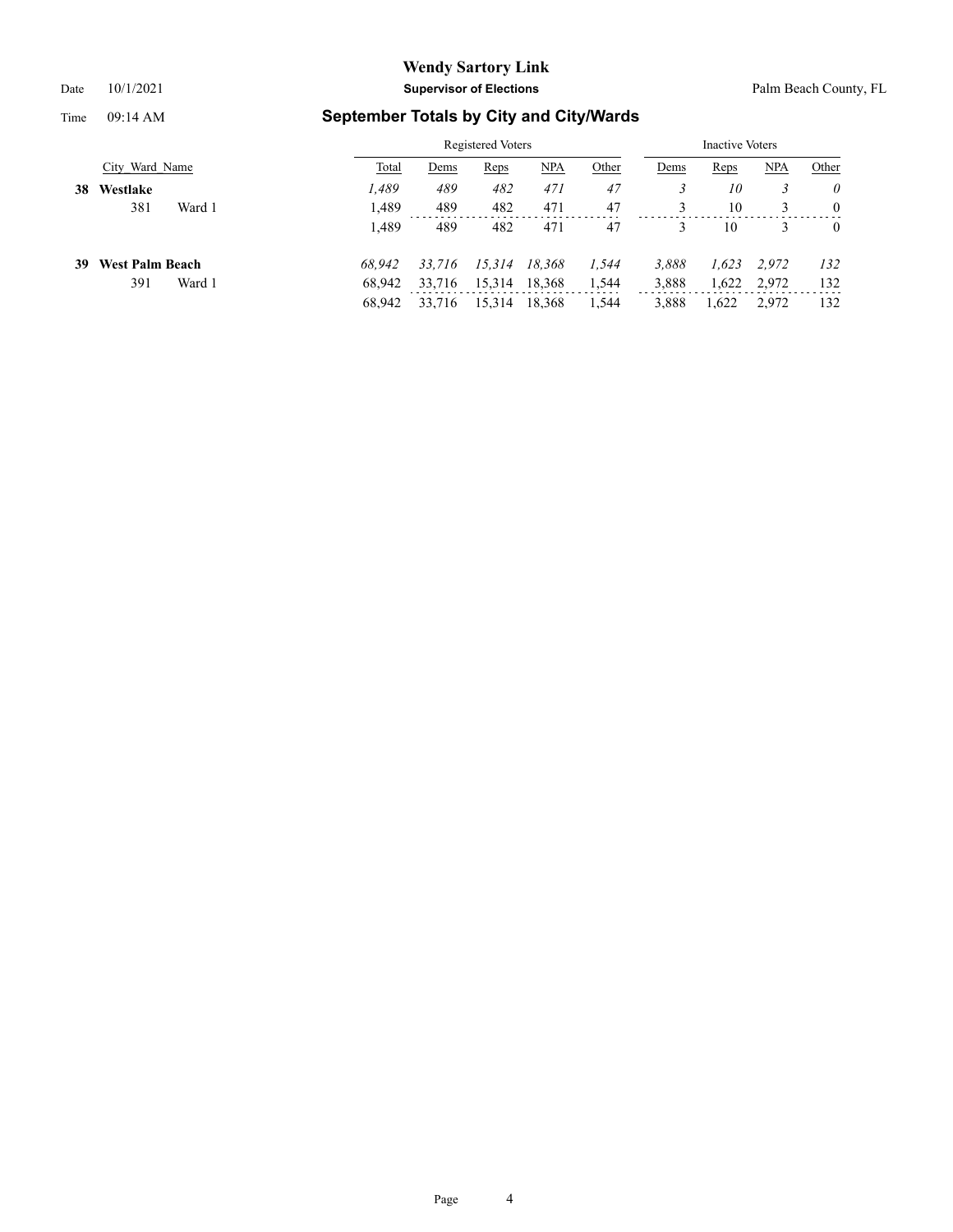| City_Ward_Name | | | Registered Voters Total | Dems | Reps | NPA | Other | Inactive Voters Dems | Reps | NPA | Other |
|---|---|---|---|---|---|---|---|---|---|---|---|
| **38** | **Westlake** | | *1,489* | *489* | *482* | *471* | *47* | *3* | *10* | *3* | *0* |
| | 381 | Ward 1 | 1,489 | 489 | 482 | 471 | 47 | 3 | 10 | 3 | 0 |
| | | | 1,489 | 489 | 482 | 471 | 47 | 3 | 10 | 3 | 0 |
| **39** | **West Palm Beach** | | *68,942* | *33,716* | *15,314* | *18,368* | *1,544* | *3,888* | *1,623* | *2,972* | *132* |
| | 391 | Ward 1 | 68,942 | 33,716 | 15,314 | 18,368 | 1,544 | 3,888 | 1,622 | 2,972 | 132 |
| | | | 68,942 | 33,716 | 15,314 | 18,368 | 1,544 | 3,888 | 1,622 | 2,972 | 132 |